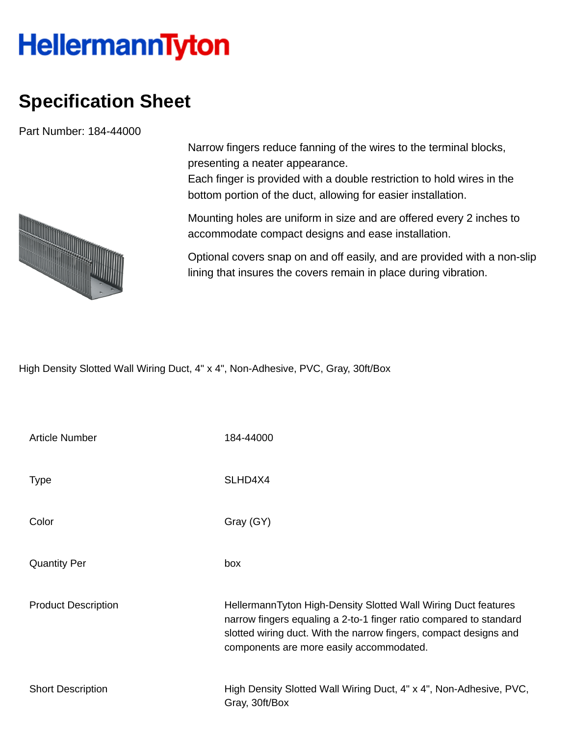HellermannTyton

# Specification Sheet

Part Number: 184-44000

Narrow fingers reduce fanning of the wires to the terminal blocks, presenting a neater appearance.
Each finger is provided with a double restriction to hold wires in the bottom portion of the duct, allowing for easier installation.

Mounting holes are uniform in size and are offered every 2 inches to accommodate compact designs and ease installation.

Optional covers snap on and off easily, and are provided with a non-slip lining that insures the covers remain in place during vibration.

High Density Slotted Wall Wiring Duct, 4" x 4", Non-Adhesive, PVC, Gray, 30ft/Box

| | |
|---|---|
| Article Number | 184-44000 |
| Type | SLHD4X4 |
| Color | Gray (GY) |
| Quantity Per | box |
| Product Description | HellermannTyton High-Density Slotted Wall Wiring Duct features narrow fingers equaling a 2-to-1 finger ratio compared to standard slotted wiring duct. With the narrow fingers, compact designs and components are more easily accommodated. |
| Short Description | High Density Slotted Wall Wiring Duct, 4" x 4", Non-Adhesive, PVC, Gray, 30ft/Box |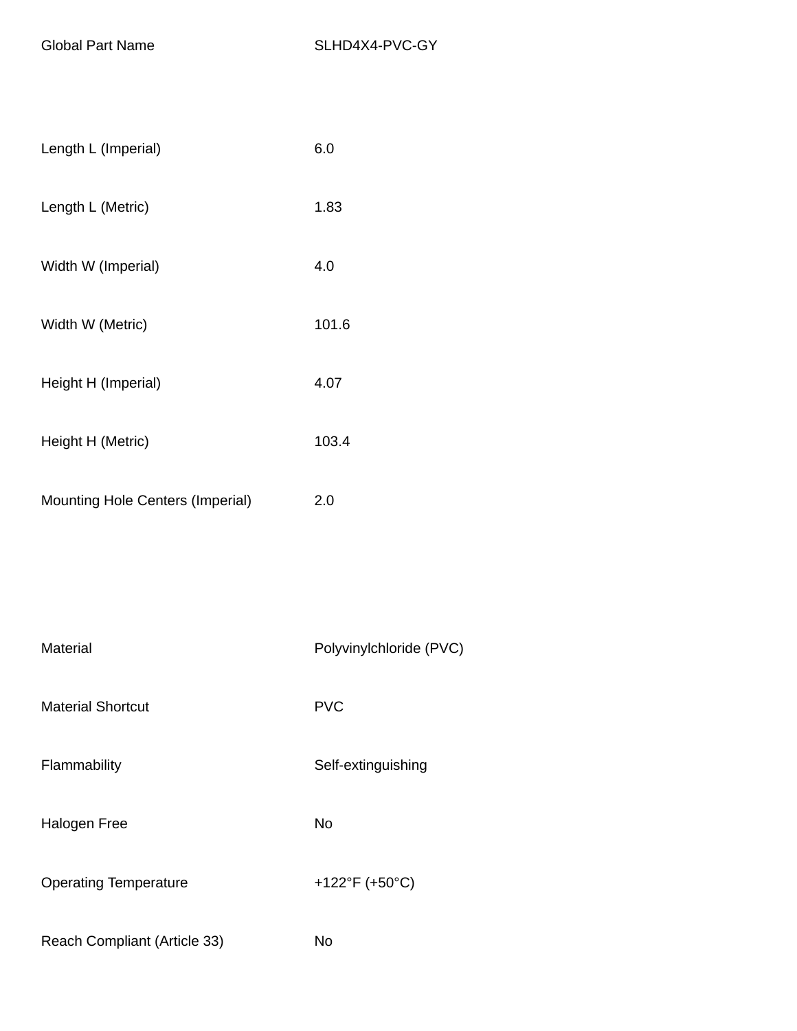| | |
|---|---|
| Global Part Name | SLHD4X4-PVC-GY |
| Length L (Imperial) | 6.0 |
| Length L (Metric) | 1.83 |
| Width W (Imperial) | 4.0 |
| Width W (Metric) | 101.6 |
| Height H (Imperial) | 4.07 |
| Height H (Metric) | 103.4 |
| Mounting Hole Centers (Imperial) | 2.0 |
| Material | Polyvinylchloride (PVC) |
| Material Shortcut | PVC |
| Flammability | Self-extinguishing |
| Halogen Free | No |
| Operating Temperature | +122°F (+50°C) |
| Reach Compliant (Article 33) | No |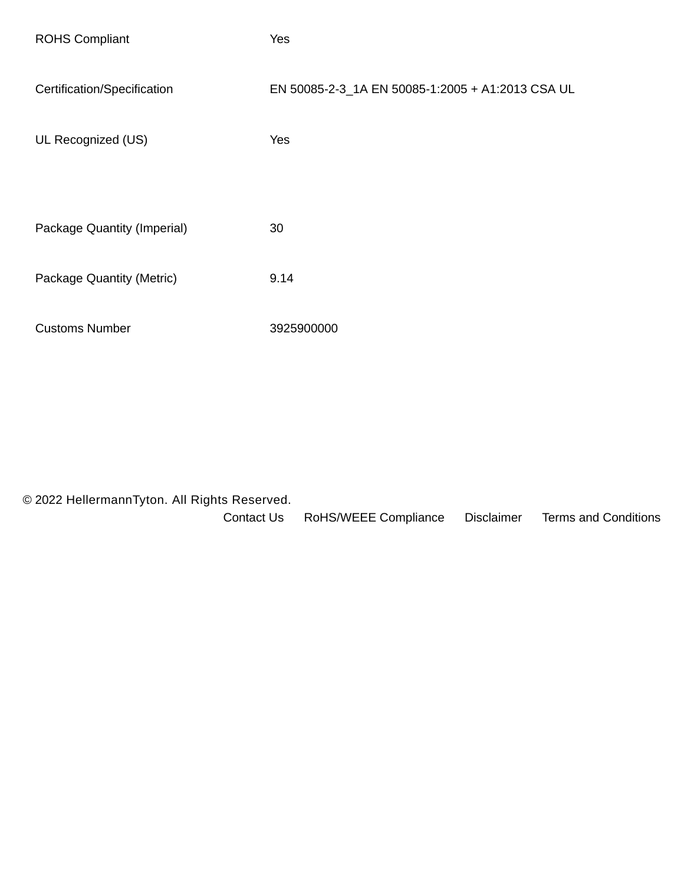| | |
|---|---|
| ROHS Compliant | Yes |
| Certification/Specification | EN 50085-2-3_1A EN 50085-1:2005 + A1:2013 CSA UL |
| UL Recognized (US) | Yes |
| Package Quantity (Imperial) | 30 |
| Package Quantity (Metric) | 9.14 |
| Customs Number | 3925900000 |

© 2022 HellermannTyton. All Rights Reserved.

Contact Us RoHS/WEEE Compliance Disclaimer Terms and Conditions